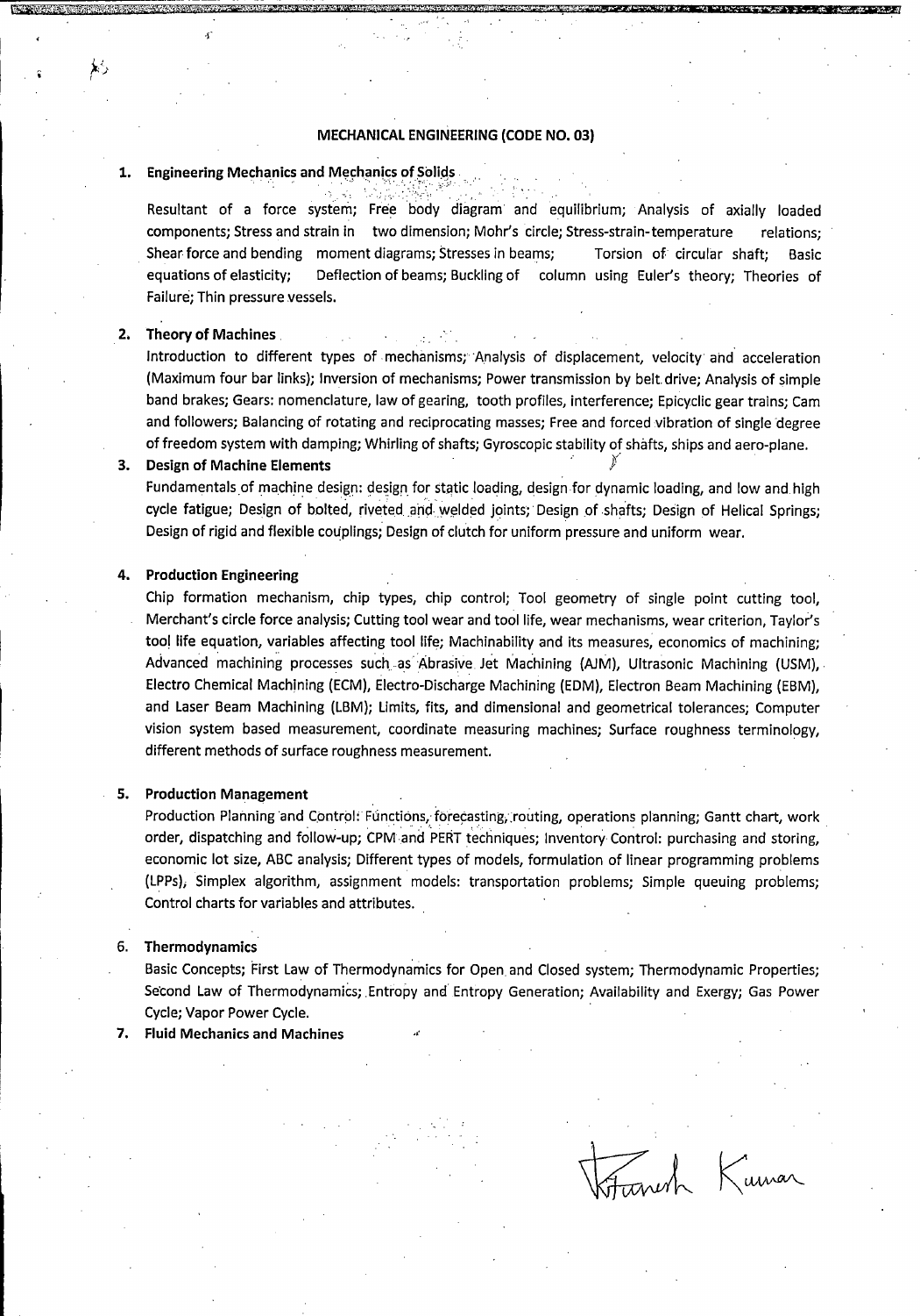# MECHANICAL ENGINEERING (CODE NO. 03)

**1. Engineering Mechanics and Mechanics of Solids**

Resultant of a force system; Free body diagram and equilibrium; Analysis of axially loaded components; Stress and strain in two dimension; Mohr's circle; Stress-strain-temperature relations; Shear force and bending moment diagrams; Stresses in beams; Torsion of circular shaft; Basic equations of elasticity; Deflection of beams; Buckling of column using Euler's theory; Theories of Failure; Thin pressure vessels.

**2. Theory of Machines**

Introduction to different types of mechanisms; Analysis of displacement, velocity and acceleration (Maximum four bar links); Inversion of mechanisms; Power transmission by belt drive; Analysis of simple band brakes; Gears: nomenclature, law of gearing, tooth profiles, interference; Epicyclic gear trains; Cam and followers; Balancing of rotating and reciprocating masses; Free and forced vibration of single degree of freedom system with damping; Whirling of shafts; Gyroscopic stability of shafts, ships and aero-plane.

**3. Design of Machine Elements**

Fundamentals of machine design: design for static loading, design for dynamic loading, and low and high cycle fatigue; Design of bolted, riveted and welded joints; Design of shafts; Design of Helical Springs; Design of rigid and flexible couplings; Design of clutch for uniform pressure and uniform wear.

**4. Production Engineering**

Chip formation mechanism, chip types, chip control; Tool geometry of single point cutting tool, Merchant's circle force analysis; Cutting tool wear and tool life, wear mechanisms, wear criterion, Taylor's tool life equation, variables affecting tool life; Machinability and its measures, economics of machining; Advanced machining processes such as Abrasive Jet Machining (AJM), Ultrasonic Machining (USM), Electro Chemical Machining (ECM), Electro-Discharge Machining (EDM), Electron Beam Machining (EBM), and Laser Beam Machining (LBM); Limits, fits, and dimensional and geometrical tolerances; Computer vision system based measurement, coordinate measuring machines; Surface roughness terminology, different methods of surface roughness measurement.

**5. Production Management**

Production Planning and Control: Functions, forecasting, routing, operations planning; Gantt chart, work order, dispatching and follow-up; CPM and PERT techniques; Inventory Control: purchasing and storing, economic lot size, ABC analysis; Different types of models, formulation of linear programming problems (LPPs), Simplex algorithm, assignment models: transportation problems; Simple queuing problems; Control charts for variables and attributes.

**6. Thermodynamics**

Basic Concepts; First Law of Thermodynamics for Open and Closed system; Thermodynamic Properties; Second Law of Thermodynamics; Entropy and Entropy Generation; Availability and Exergy; Gas Power Cycle; Vapor Power Cycle.

**7. Fluid Mechanics and Machines**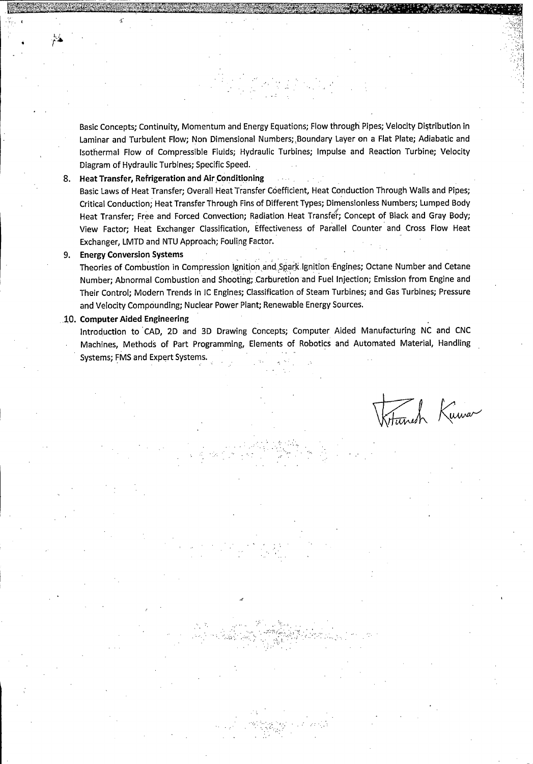Basic Concepts; Continuity, Momentum and Energy Equations; Flow through Pipes; Velocity Distribution in Laminar and Turbulent Flow; Non Dimensional Numbers; Boundary Layer on a Flat Plate; Adiabatic and Isothermal Flow of Compressible Fluids; Hydraulic Turbines; Impulse and Reaction Turbine; Velocity Diagram of Hydraulic Turbines; Specific Speed.

8. **Heat Transfer, Refrigeration and Air Conditioning**

   Basic Laws of Heat Transfer; Overall Heat Transfer Coefficient, Heat Conduction Through Walls and Pipes; Critical Conduction; Heat Transfer Through Fins of Different Types; Dimensionless Numbers; Lumped Body Heat Transfer; Free and Forced Convection; Radiation Heat Transfer; Concept of Black and Gray Body; View Factor; Heat Exchanger Classification, Effectiveness of Parallel Counter and Cross Flow Heat Exchanger, LMTD and NTU Approach; Fouling Factor.

9. **Energy Conversion Systems**

   Theories of Combustion in Compression Ignition and Spark Ignition Engines; Octane Number and Cetane Number; Abnormal Combustion and Shooting; Carburetion and Fuel Injection; Emission from Engine and Their Control; Modern Trends in IC Engines; Classification of Steam Turbines; and Gas Turbines; Pressure and Velocity Compounding; Nuclear Power Plant; Renewable Energy Sources.

10. **Computer Aided Engineering**

    Introduction to CAD, 2D and 3D Drawing Concepts; Computer Aided Manufacturing NC and CNC Machines, Methods of Part Programming, Elements of Robotics and Automated Material, Handling Systems; FMS and Expert Systems.

Hitanesh Kumar